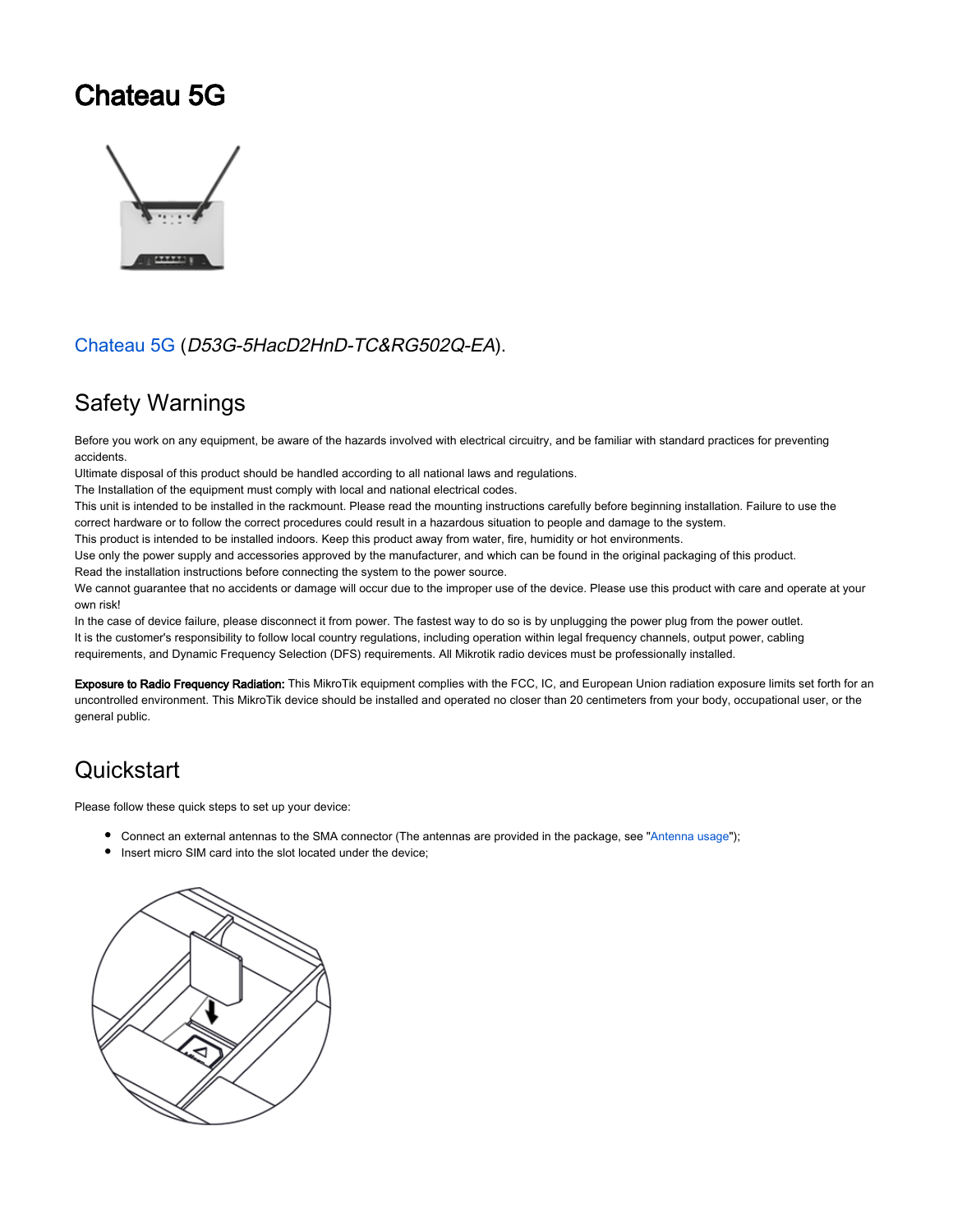# Chateau 5G

Chateau 5G (*D53G-5HacD2HnD-TC&RG502Q-EA*).

## Safety Warnings

Before you work on any equipment, be aware of the hazards involved with electrical circuitry, and be familiar with standard practices for preventing accidents.
Ultimate disposal of this product should be handled according to all national laws and regulations.
The Installation of the equipment must comply with local and national electrical codes.
This unit is intended to be installed in the rackmount. Please read the mounting instructions carefully before beginning installation. Failure to use the correct hardware or to follow the correct procedures could result in a hazardous situation to people and damage to the system.
This product is intended to be installed indoors. Keep this product away from water, fire, humidity or hot environments.
Use only the power supply and accessories approved by the manufacturer, and which can be found in the original packaging of this product.
Read the installation instructions before connecting the system to the power source.
We cannot guarantee that no accidents or damage will occur due to the improper use of the device. Please use this product with care and operate at your own risk!
In the case of device failure, please disconnect it from power. The fastest way to do so is by unplugging the power plug from the power outlet.
It is the customer's responsibility to follow local country regulations, including operation within legal frequency channels, output power, cabling requirements, and Dynamic Frequency Selection (DFS) requirements. All Mikrotik radio devices must be professionally installed.

**Exposure to Radio Frequency Radiation:** This MikroTik equipment complies with the FCC, IC, and European Union radiation exposure limits set forth for an uncontrolled environment. This MikroTik device should be installed and operated no closer than 20 centimeters from your body, occupational user, or the general public.

## Quickstart

Please follow these quick steps to set up your device:

- Connect an external antennas to the SMA connector (The antennas are provided in the package, see "Antenna usage");
- Insert micro SIM card into the slot located under the device;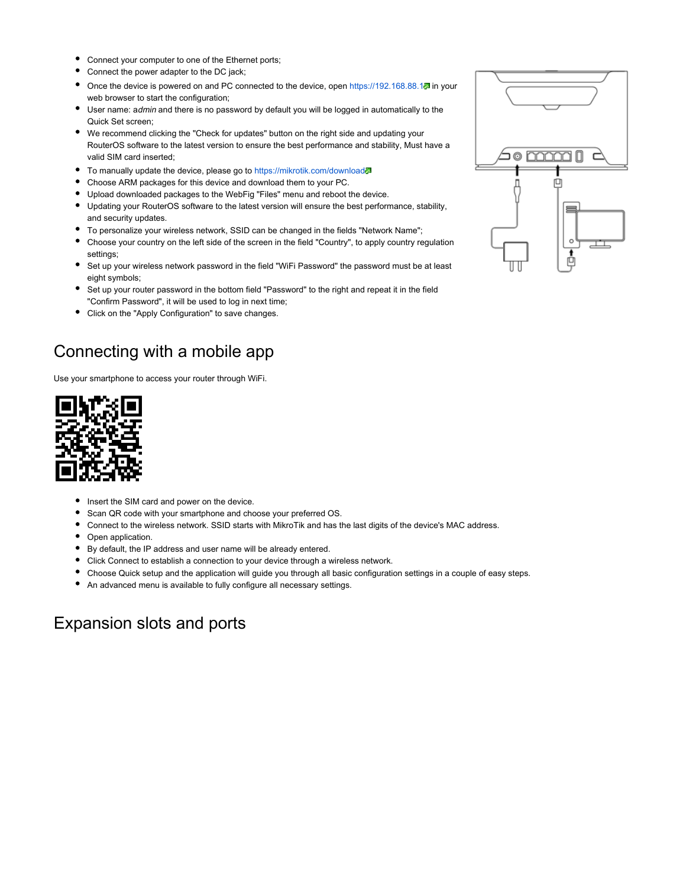- Connect your computer to one of the Ethernet ports;
- Connect the power adapter to the DC jack;
- Once the device is powered on and PC connected to the device, open https://192.168.88.1 in your web browser to start the configuration;
- User name: *admin* and there is no password by default you will be logged in automatically to the Quick Set screen;
- We recommend clicking the "Check for updates" button on the right side and updating your RouterOS software to the latest version to ensure the best performance and stability, Must have a valid SIM card inserted;
- To manually update the device, please go to https://mikrotik.com/download
- Choose ARM packages for this device and download them to your PC.
- Upload downloaded packages to the WebFig "Files" menu and reboot the device.
- Updating your RouterOS software to the latest version will ensure the best performance, stability, and security updates.
- To personalize your wireless network, SSID can be changed in the fields "Network Name";
- Choose your country on the left side of the screen in the field "Country", to apply country regulation settings;
- Set up your wireless network password in the field "WiFi Password" the password must be at least eight symbols;
- Set up your router password in the bottom field "Password" to the right and repeat it in the field "Confirm Password", it will be used to log in next time;
- Click on the "Apply Configuration" to save changes.

## Connecting with a mobile app

Use your smartphone to access your router through WiFi.

- Insert the SIM card and power on the device.
- Scan QR code with your smartphone and choose your preferred OS.
- Connect to the wireless network. SSID starts with MikroTik and has the last digits of the device's MAC address.
- Open application.
- By default, the IP address and user name will be already entered.
- Click Connect to establish a connection to your device through a wireless network.
- Choose Quick setup and the application will guide you through all basic configuration settings in a couple of easy steps.
- An advanced menu is available to fully configure all necessary settings.

## Expansion slots and ports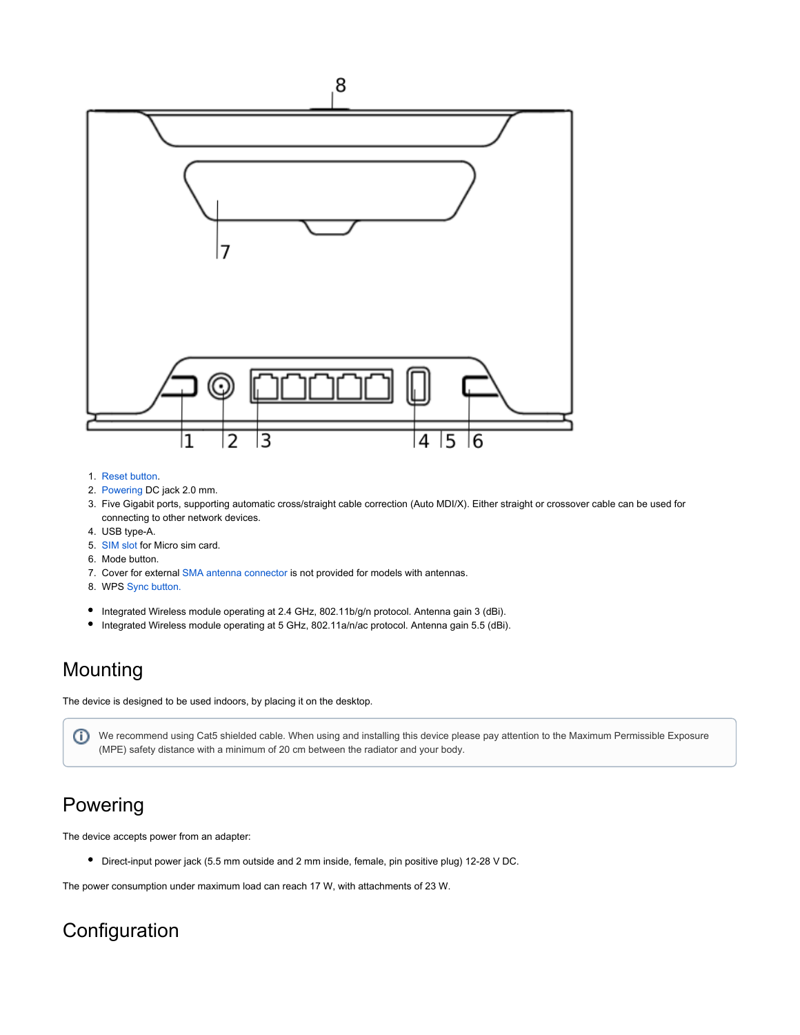1. Reset button.
2. Powering DC jack 2.0 mm.
3. Five Gigabit ports, supporting automatic cross/straight cable correction (Auto MDI/X). Either straight or crossover cable can be used for connecting to other network devices.
4. USB type-A.
5. SIM slot for Micro sim card.
6. Mode button.
7. Cover for external SMA antenna connector is not provided for models with antennas.
8. WPS Sync button.

- Integrated Wireless module operating at 2.4 GHz, 802.11b/g/n protocol. Antenna gain 3 (dBi).
- Integrated Wireless module operating at 5 GHz, 802.11a/n/ac protocol. Antenna gain 5.5 (dBi).

# Mounting

The device is designed to be used indoors, by placing it on the desktop.

> We recommend using Cat5 shielded cable. When using and installing this device please pay attention to the Maximum Permissible Exposure (MPE) safety distance with a minimum of 20 cm between the radiator and your body.

# Powering

The device accepts power from an adapter:

- Direct-input power jack (5.5 mm outside and 2 mm inside, female, pin positive plug) 12-28 V DC.

The power consumption under maximum load can reach 17 W, with attachments of 23 W.

# Configuration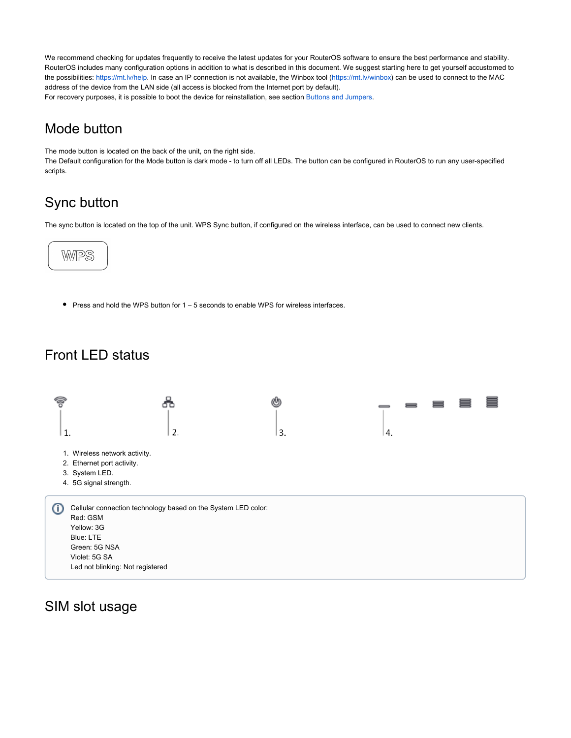We recommend checking for updates frequently to receive the latest updates for your RouterOS software to ensure the best performance and stability. RouterOS includes many configuration options in addition to what is described in this document. We suggest starting here to get yourself accustomed to the possibilities: https://mt.lv/help. In case an IP connection is not available, the Winbox tool (https://mt.lv/winbox) can be used to connect to the MAC address of the device from the LAN side (all access is blocked from the Internet port by default).
For recovery purposes, it is possible to boot the device for reinstallation, see section Buttons and Jumpers.

## Mode button

The mode button is located on the back of the unit, on the right side.
The Default configuration for the Mode button is dark mode - to turn off all LEDs. The button can be configured in RouterOS to run any user-specified scripts.

## Sync button

The sync button is located on the top of the unit. WPS Sync button, if configured on the wireless interface, can be used to connect new clients.

WPS

- Press and hold the WPS button for 1 – 5 seconds to enable WPS for wireless interfaces.

## Front LED status

1. Wireless network activity.
2. Ethernet port activity.
3. System LED.
4. 5G signal strength.

Cellular connection technology based on the System LED color:
Red: GSM
Yellow: 3G
Blue: LTE
Green: 5G NSA
Violet: 5G SA
Led not blinking: Not registered

## SIM slot usage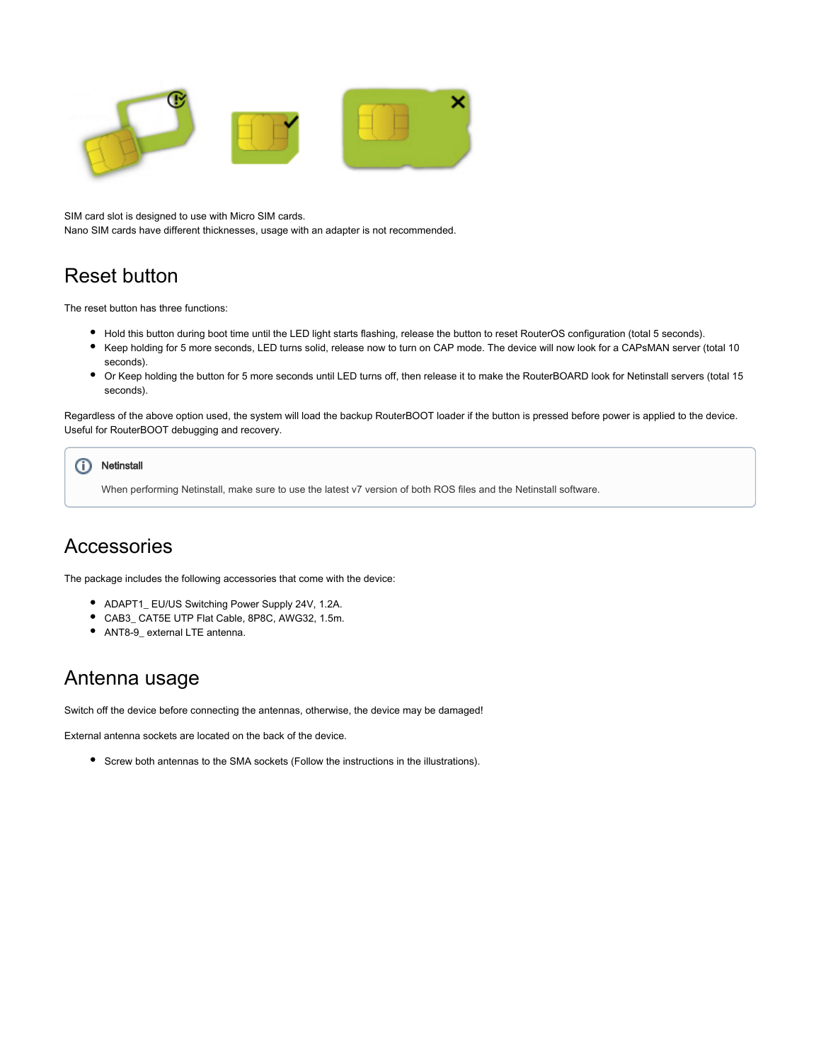SIM card slot is designed to use with Micro SIM cards.
Nano SIM cards have different thicknesses, usage with an adapter is not recommended.

## Reset button

The reset button has three functions:

- Hold this button during boot time until the LED light starts flashing, release the button to reset RouterOS configuration (total 5 seconds).
- Keep holding for 5 more seconds, LED turns solid, release now to turn on CAP mode. The device will now look for a CAPsMAN server (total 10 seconds).
- Or Keep holding the button for 5 more seconds until LED turns off, then release it to make the RouterBOARD look for Netinstall servers (total 15 seconds).

Regardless of the above option used, the system will load the backup RouterBOOT loader if the button is pressed before power is applied to the device. Useful for RouterBOOT debugging and recovery.

**Netinstall**

When performing Netinstall, make sure to use the latest v7 version of both ROS files and the Netinstall software.

## Accessories

The package includes the following accessories that come with the device:

- ADAPT1_ EU/US Switching Power Supply 24V, 1.2A.
- CAB3_ CAT5E UTP Flat Cable, 8P8C, AWG32, 1.5m.
- ANT8-9_ external LTE antenna.

## Antenna usage

Switch off the device before connecting the antennas, otherwise, the device may be damaged!

External antenna sockets are located on the back of the device.

- Screw both antennas to the SMA sockets (Follow the instructions in the illustrations).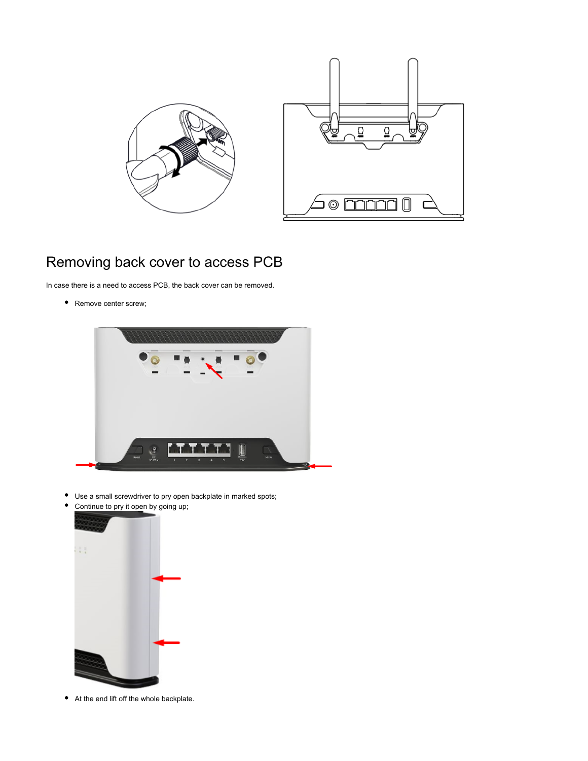## Removing back cover to access PCB

In case there is a need to access PCB, the back cover can be removed.

- Remove center screw;

- Use a small screwdriver to pry open backplate in marked spots;
- Continue to pry it open by going up;

- At the end lift off the whole backplate.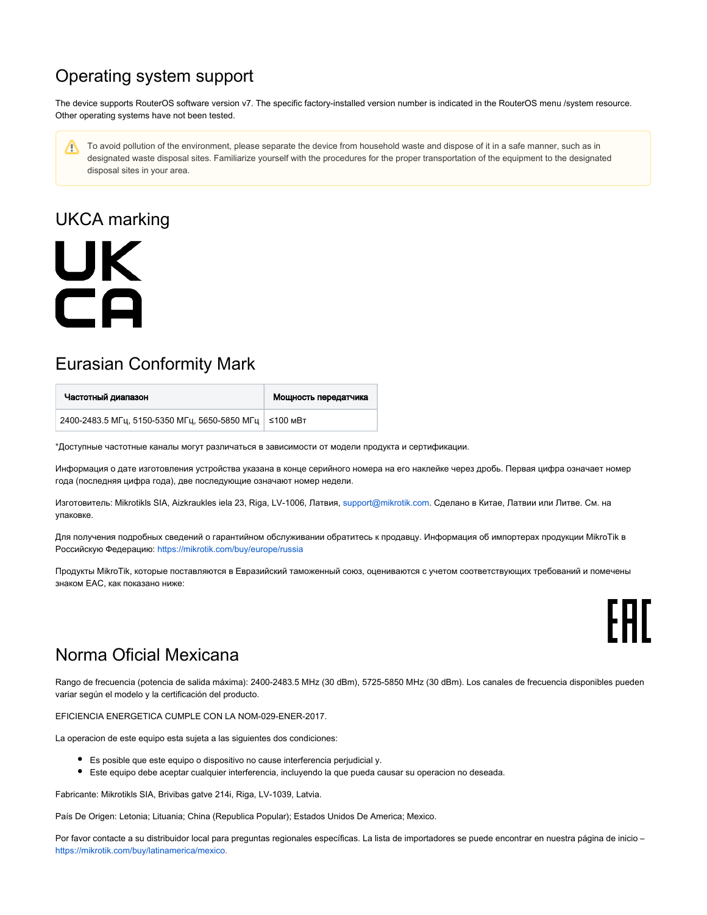## Operating system support

The device supports RouterOS software version v7. The specific factory-installed version number is indicated in the RouterOS menu /system resource. Other operating systems have not been tested.

> ⚠ To avoid pollution of the environment, please separate the device from household waste and dispose of it in a safe manner, such as in designated waste disposal sites. Familiarize yourself with the procedures for the proper transportation of the equipment to the designated disposal sites in your area.

## UKCA marking

## Eurasian Conformity Mark

| Частотный диапазон | Мощность передатчика |
|---|---|
| 2400-2483.5 МГц, 5150-5350 МГц, 5650-5850 МГц | ≤100 мВт |

*Доступные частотные каналы могут различаться в зависимости от модели продукта и сертификации.

Информация о дате изготовления устройства указана в конце серийного номера на его наклейке через дробь. Первая цифра означает номер года (последняя цифра года), две последующие означают номер недели.

Изготовитель: Mikrotikls SIA, Aizkraukles iela 23, Riga, LV-1006, Латвия, support@mikrotik.com. Сделано в Китае, Латвии или Литве. См. на упаковке.

Для получения подробных сведений о гарантийном обслуживании обратитесь к продавцу. Информация об импортерах продукции MikroTik в Российскую Федерацию: https://mikrotik.com/buy/europe/russia

Продукты MikroTik, которые поставляются в Евразийский таможенный союз, оцениваются с учетом соответствующих требований и помечены знаком EAC, как показано ниже:

## Norma Oficial Mexicana

Rango de frecuencia (potencia de salida máxima): 2400-2483.5 MHz (30 dBm), 5725-5850 MHz (30 dBm). Los canales de frecuencia disponibles pueden variar según el modelo y la certificación del producto.

EFICIENCIA ENERGETICA CUMPLE CON LA NOM-029-ENER-2017.

La operacion de este equipo esta sujeta a las siguientes dos condiciones:

- Es posible que este equipo o dispositivo no cause interferencia perjudicial y.
- Este equipo debe aceptar cualquier interferencia, incluyendo la que pueda causar su operacion no deseada.

Fabricante: Mikrotikls SIA, Brivibas gatve 214i, Riga, LV-1039, Latvia.

País De Origen: Letonia; Lituania; China (Republica Popular); Estados Unidos De America; Mexico.

Por favor contacte a su distribuidor local para preguntas regionales específicas. La lista de importadores se puede encontrar en nuestra página de inicio – https://mikrotik.com/buy/latinamerica/mexico.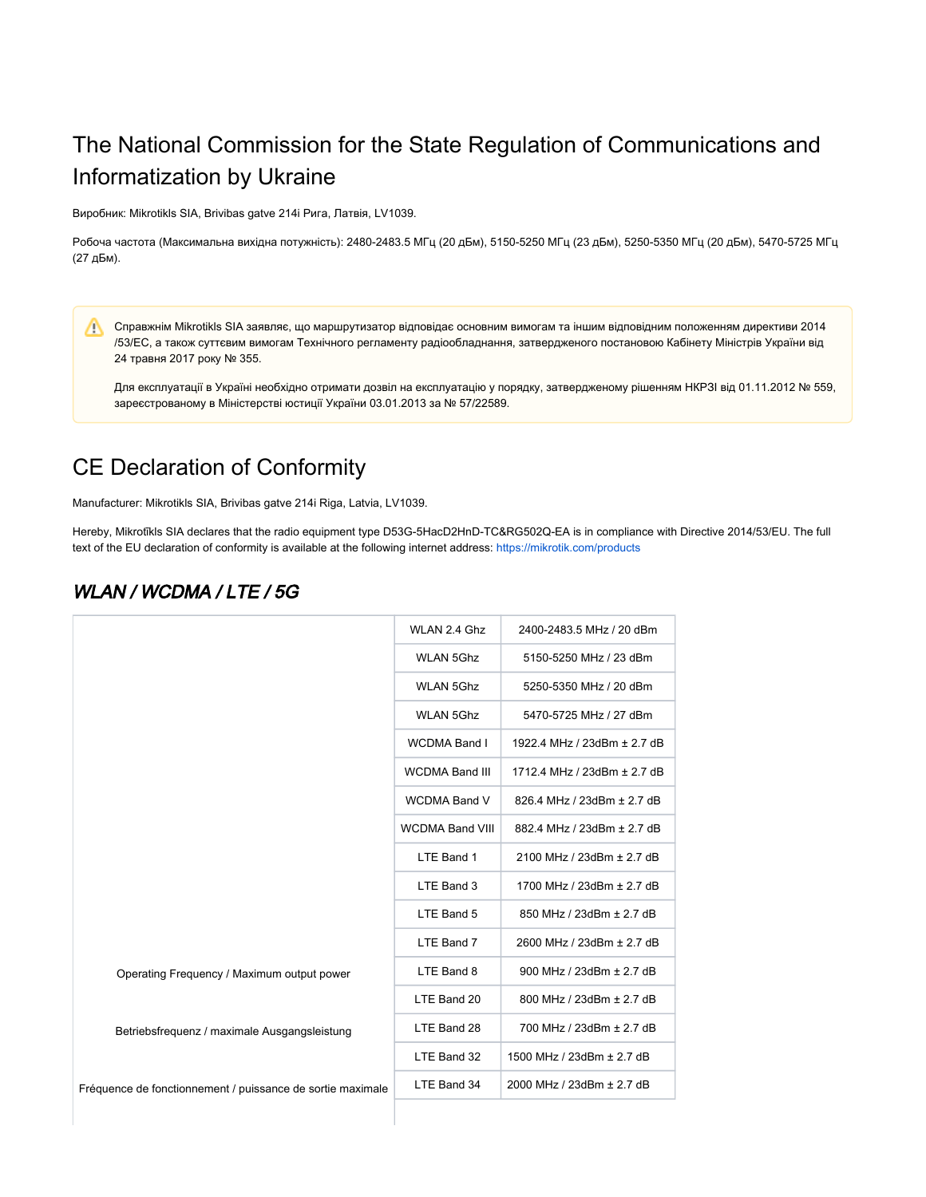# The National Commission for the State Regulation of Communications and Informatization by Ukraine

Виробник: Mikrotikls SIA, Brivibas gatve 214i Рига, Латвія, LV1039.

Робоча частота (Максимальна вихідна потужність): 2480-2483.5 МГц (20 дБм), 5150-5250 МГц (23 дБм), 5250-5350 МГц (20 дБм), 5470-5725 МГц (27 дБм).

> ⚠️ Справжнім Mikrotikls SIA заявляє, що маршрутизатор відповідає основним вимогам та іншим відповідним положенням директиви 2014/53/EC, а також суттєвим вимогам Технічного регламенту радіообладнання, затвердженого постановою Кабінету Міністрів України від 24 травня 2017 року № 355.
>
> Для експлуатації в Україні необхідно отримати дозвіл на експлуатацію у порядку, затвердженому рішенням НКРЗІ від 01.11.2012 № 559, зареєстрованому в Міністерстві юстиції України 03.01.2013 за № 57/22589.

# CE Declaration of Conformity

Manufacturer: Mikrotikls SIA, Brivibas gatve 214i Riga, Latvia, LV1039.

Hereby, Mikrotīkls SIA declares that the radio equipment type D53G-5HacD2HnD-TC&RG502Q-EA is in compliance with Directive 2014/53/EU. The full text of the EU declaration of conformity is available at the following internet address: https://mikrotik.com/products

## *WLAN / WCDMA / LTE / 5G*

| | | |
|---|---|---|
| Operating Frequency / Maximum output power<br><br>Betriebsfrequenz / maximale Ausgangsleistung<br><br>Fréquence de fonctionnement / puissance de sortie maximale | WLAN 2.4 Ghz | 2400-2483.5 MHz / 20 dBm |
| | WLAN 5Ghz | 5150-5250 MHz / 23 dBm |
| | WLAN 5Ghz | 5250-5350 MHz / 20 dBm |
| | WLAN 5Ghz | 5470-5725 MHz / 27 dBm |
| | WCDMA Band I | 1922.4 MHz / 23dBm ± 2.7 dB |
| | WCDMA Band III | 1712.4 MHz / 23dBm ± 2.7 dB |
| | WCDMA Band V | 826.4 MHz / 23dBm ± 2.7 dB |
| | WCDMA Band VIII | 882.4 MHz / 23dBm ± 2.7 dB |
| | LTE Band 1 | 2100 MHz / 23dBm ± 2.7 dB |
| | LTE Band 3 | 1700 MHz / 23dBm ± 2.7 dB |
| | LTE Band 5 | 850 MHz / 23dBm ± 2.7 dB |
| | LTE Band 7 | 2600 MHz / 23dBm ± 2.7 dB |
| | LTE Band 8 | 900 MHz / 23dBm ± 2.7 dB |
| | LTE Band 20 | 800 MHz / 23dBm ± 2.7 dB |
| | LTE Band 28 | 700 MHz / 23dBm ± 2.7 dB |
| | LTE Band 32 | 1500 MHz / 23dBm ± 2.7 dB |
| | LTE Band 34 | 2000 MHz / 23dBm ± 2.7 dB |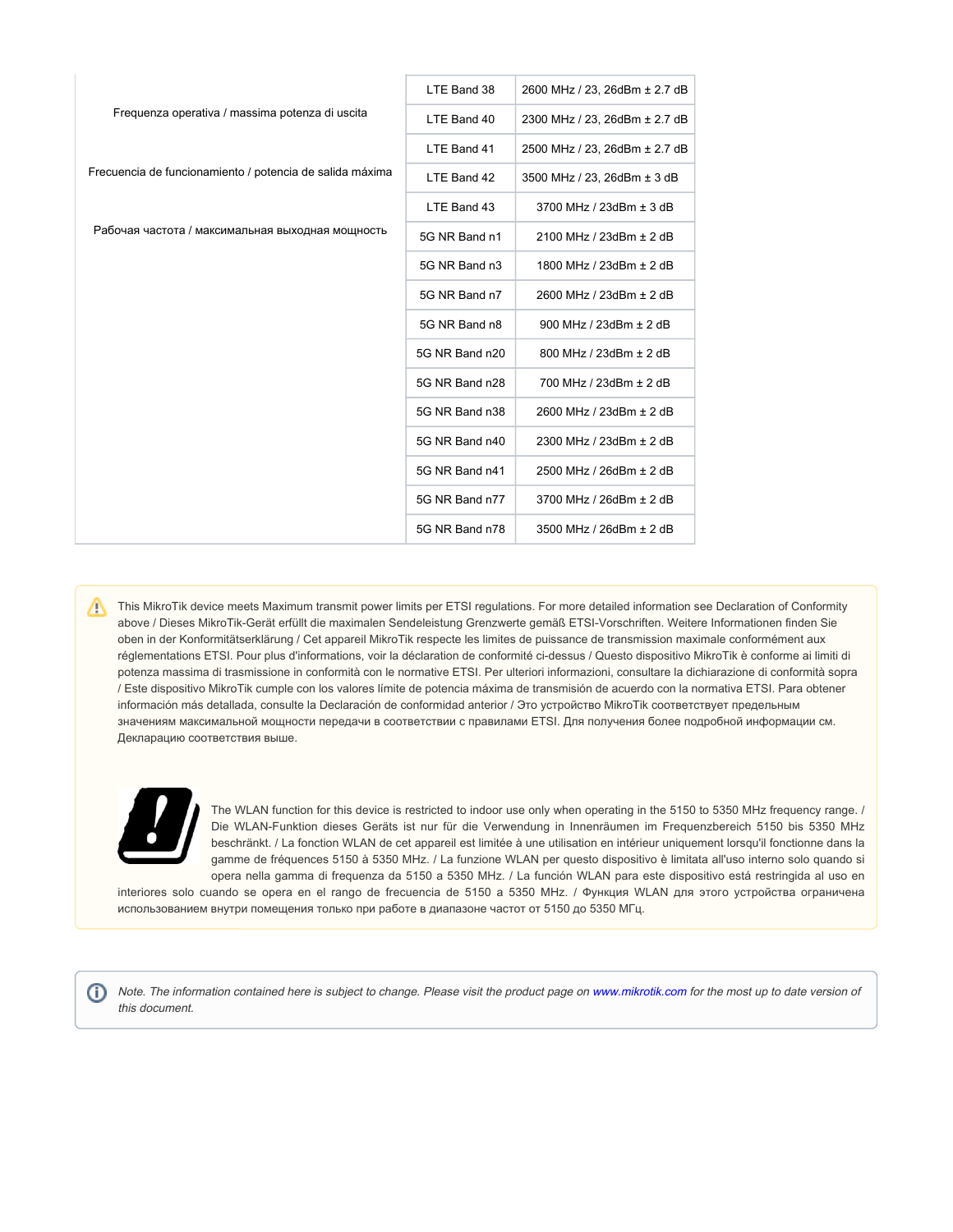| | | |
|---|---|---|
| Frequenza operativa / massima potenza di uscita<br><br>Frecuencia de funcionamiento / potencia de salida máxima<br><br>Рабочая частота / максимальная выходная мощность | LTE Band 38 | 2600 MHz / 23, 26dBm ± 2.7 dB |
| | LTE Band 40 | 2300 MHz / 23, 26dBm ± 2.7 dB |
| | LTE Band 41 | 2500 MHz / 23, 26dBm ± 2.7 dB |
| | LTE Band 42 | 3500 MHz / 23, 26dBm ± 3 dB |
| | LTE Band 43 | 3700 MHz / 23dBm ± 3 dB |
| | 5G NR Band n1 | 2100 MHz / 23dBm ± 2 dB |
| | 5G NR Band n3 | 1800 MHz / 23dBm ± 2 dB |
| | 5G NR Band n7 | 2600 MHz / 23dBm ± 2 dB |
| | 5G NR Band n8 | 900 MHz / 23dBm ± 2 dB |
| | 5G NR Band n20 | 800 MHz / 23dBm ± 2 dB |
| | 5G NR Band n28 | 700 MHz / 23dBm ± 2 dB |
| | 5G NR Band n38 | 2600 MHz / 23dBm ± 2 dB |
| | 5G NR Band n40 | 2300 MHz / 23dBm ± 2 dB |
| | 5G NR Band n41 | 2500 MHz / 26dBm ± 2 dB |
| | 5G NR Band n77 | 3700 MHz / 26dBm ± 2 dB |
| | 5G NR Band n78 | 3500 MHz / 26dBm ± 2 dB |

This MikroTik device meets Maximum transmit power limits per ETSI regulations. For more detailed information see Declaration of Conformity above / Dieses MikroTik-Gerät erfüllt die maximalen Sendeleistung Grenzwerte gemäß ETSI-Vorschriften. Weitere Informationen finden Sie oben in der Konformitätserklärung / Cet appareil MikroTik respecte les limites de puissance de transmission maximale conformément aux réglementations ETSI. Pour plus d'informations, voir la déclaration de conformité ci-dessus / Questo dispositivo MikroTik è conforme ai limiti di potenza massima di trasmissione in conformità con le normative ETSI. Per ulteriori informazioni, consultare la dichiarazione di conformità sopra / Este dispositivo MikroTik cumple con los valores límite de potencia máxima de transmisión de acuerdo con la normativa ETSI. Para obtener información más detallada, consulte la Declaración de conformidad anterior / Это устройство MikroTik соответствует предельным значениям максимальной мощности передачи в соответствии с правилами ETSI. Для получения более подробной информации см. Декларацию соответствия выше.

The WLAN function for this device is restricted to indoor use only when operating in the 5150 to 5350 MHz frequency range. / Die WLAN-Funktion dieses Geräts ist nur für die Verwendung in Innenräumen im Frequenzbereich 5150 bis 5350 MHz beschränkt. / La fonction WLAN de cet appareil est limitée à une utilisation en intérieur uniquement lorsqu'il fonctionne dans la gamme de fréquences 5150 à 5350 MHz. / La funzione WLAN per questo dispositivo è limitata all'uso interno solo quando si opera nella gamma di frequenza da 5150 a 5350 MHz. / La función WLAN para este dispositivo está restringida al uso en interiores solo cuando se opera en el rango de frecuencia de 5150 a 5350 MHz. / Функция WLAN для этого устройства ограничена использованием внутри помещения только при работе в диапазоне частот от 5150 до 5350 МГц.

*Note. The information contained here is subject to change. Please visit the product page on www.mikrotik.com for the most up to date version of this document.*